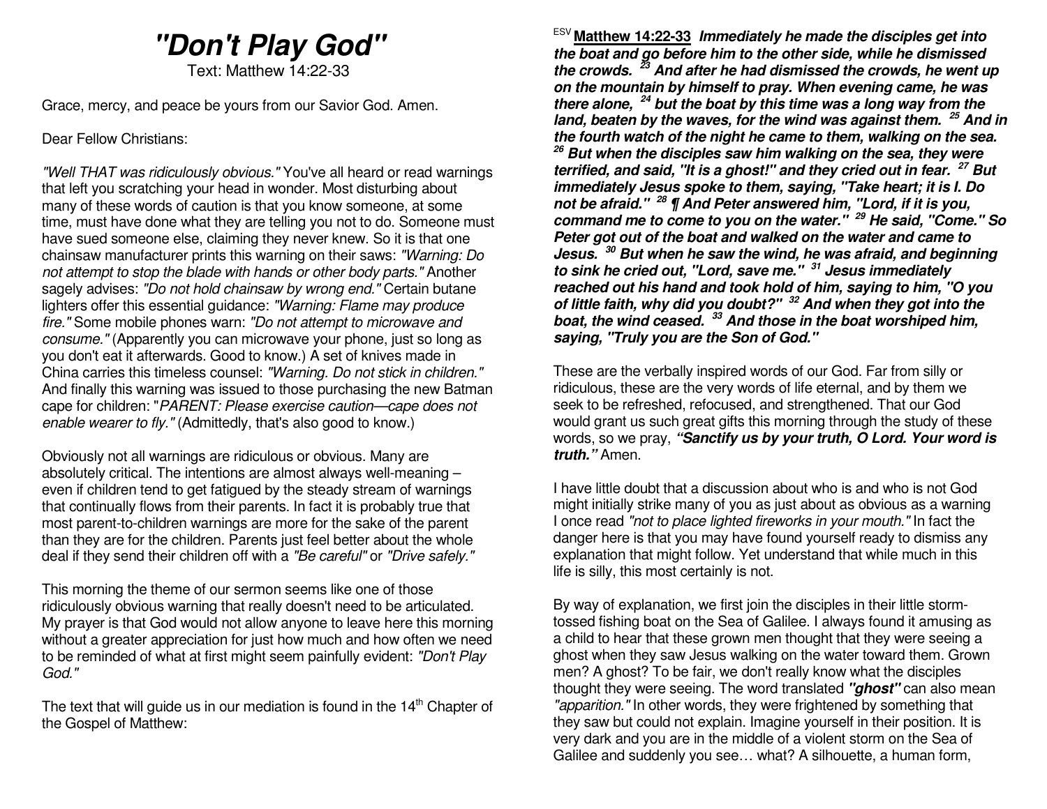# *"Don't Play God"*

Text: Matthew 14:22-33

Grace, mercy, and peace be yours from our Savior God. Amen.

Dear Fellow Christians:

*"Well THAT was ridiculously obvious."* You've all heard or read warnings that left you scratching your head in wonder. Most disturbing about many of these words of caution is that you know someone, at some time, must have done what they are telling you not to do. Someone must have sued someone else, claiming they never knew. So it is that one chainsaw manufacturer prints this warning on their saws: *"Warning: Do not attempt to stop the blade with hands or other body parts."* Another sagely advises: *"Do not hold chainsaw by wrong end."* Certain butane lighters offer this essential guidance: *"Warning: Flame may produce fire."* Some mobile phones warn: *"Do not attempt to microwave and consume."* (Apparently you can microwave your phone, just so long as you don't eat it afterwards. Good to know.) A set of knives made in China carries this timeless counsel: *"Warning. Do not stick in children."* And finally this warning was issued to those purchasing the new Batman cape for children: "*PARENT: Please exercise caution—cape does not enable wearer to fly."* (Admittedly, that's also good to know.)

Obviously not all warnings are ridiculous or obvious. Many are absolutely critical. The intentions are almost always well-meaning – even if children tend to get fatigued by the steady stream of warnings that continually flows from their parents. In fact it is probably true that most parent-to-children warnings are more for the sake of the parent than they are for the children. Parents just feel better about the whole deal if they send their children off with a *"Be careful"* or *"Drive safely."*

This morning the theme of our sermon seems like one of those ridiculously obvious warning that really doesn't need to be articulated. My prayer is that God would not allow anyone to leave here this morning without a greater appreciation for just how much and how often we need to be reminded of what at first might seem painfully evident: *"Don't Play God."*

The text that will guide us in our mediation is found in the 14th Chapter of the Gospel of Matthew:

ESV **Matthew 14:22-33** ***Immediately he made the disciples get into the boat and go before him to the other side, while he dismissed the crowds. 23 And after he had dismissed the crowds, he went up on the mountain by himself to pray. When evening came, he was there alone, 24 but the boat by this time was a long way from the land, beaten by the waves, for the wind was against them. 25 And in the fourth watch of the night he came to them, walking on the sea. 26 But when the disciples saw him walking on the sea, they were terrified, and said, "It is a ghost!" and they cried out in fear. 27 But immediately Jesus spoke to them, saying, "Take heart; it is I. Do not be afraid." 28 ¶ And Peter answered him, "Lord, if it is you, command me to come to you on the water." 29 He said, "Come." So Peter got out of the boat and walked on the water and came to Jesus. 30 But when he saw the wind, he was afraid, and beginning to sink he cried out, "Lord, save me." 31 Jesus immediately reached out his hand and took hold of him, saying to him, "O you of little faith, why did you doubt?" 32 And when they got into the boat, the wind ceased. 33 And those in the boat worshiped him, saying, "Truly you are the Son of God."***

These are the verbally inspired words of our God. Far from silly or ridiculous, these are the very words of life eternal, and by them we seek to be refreshed, refocused, and strengthened. That our God would grant us such great gifts this morning through the study of these words, so we pray, ***"Sanctify us by your truth, O Lord. Your word is truth."*** Amen.

I have little doubt that a discussion about who is and who is not God might initially strike many of you as just about as obvious as a warning I once read *"not to place lighted fireworks in your mouth."* In fact the danger here is that you may have found yourself ready to dismiss any explanation that might follow. Yet understand that while much in this life is silly, this most certainly is not.

By way of explanation, we first join the disciples in their little storm-tossed fishing boat on the Sea of Galilee. I always found it amusing as a child to hear that these grown men thought that they were seeing a ghost when they saw Jesus walking on the water toward them. Grown men? A ghost? To be fair, we don't really know what the disciples thought they were seeing. The word translated ***"ghost"*** can also mean *"apparition."* In other words, they were frightened by something that they saw but could not explain. Imagine yourself in their position. It is very dark and you are in the middle of a violent storm on the Sea of Galilee and suddenly you see… what? A silhouette, a human form,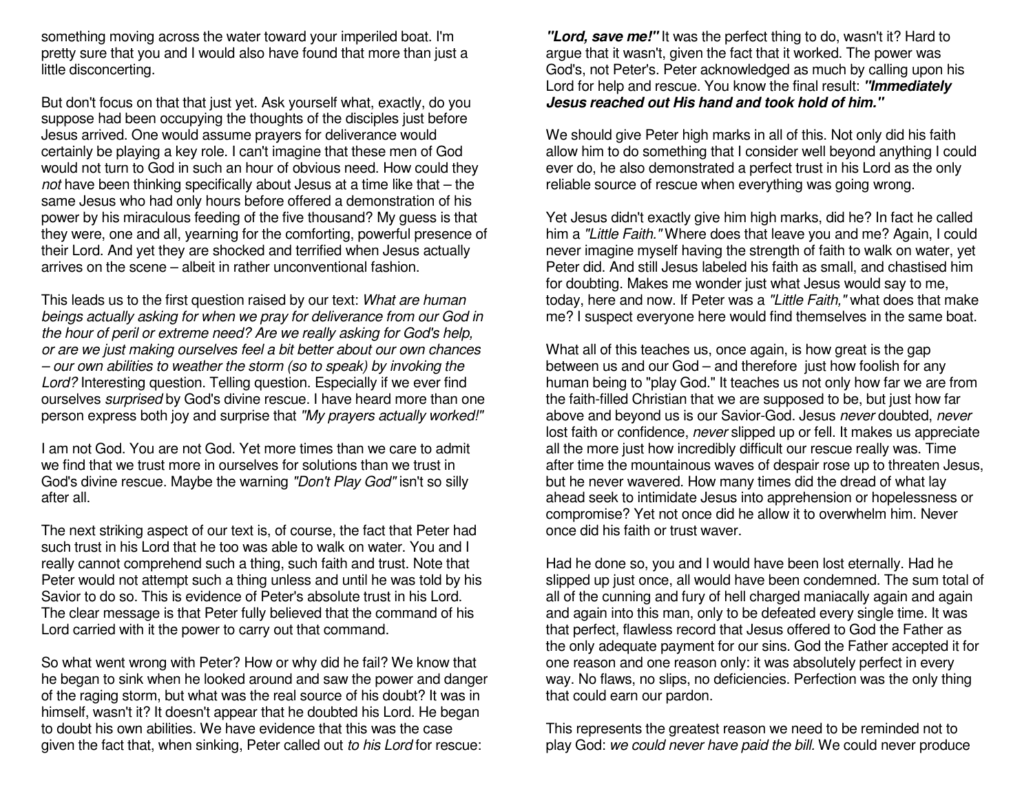something moving across the water toward your imperiled boat. I'm pretty sure that you and I would also have found that more than just a little disconcerting.

But don't focus on that that just yet. Ask yourself what, exactly, do you suppose had been occupying the thoughts of the disciples just before Jesus arrived. One would assume prayers for deliverance would certainly be playing a key role. I can't imagine that these men of God would not turn to God in such an hour of obvious need. How could they *not* have been thinking specifically about Jesus at a time like that – the same Jesus who had only hours before offered a demonstration of his power by his miraculous feeding of the five thousand? My guess is that they were, one and all, yearning for the comforting, powerful presence of their Lord. And yet they are shocked and terrified when Jesus actually arrives on the scene – albeit in rather unconventional fashion.

This leads us to the first question raised by our text: *What are human beings actually asking for when we pray for deliverance from our God in the hour of peril or extreme need? Are we really asking for God's help, or are we just making ourselves feel a bit better about our own chances – our own abilities to weather the storm (so to speak) by invoking the Lord?* Interesting question. Telling question. Especially if we ever find ourselves *surprised* by God's divine rescue. I have heard more than one person express both joy and surprise that *"My prayers actually worked!"*

I am not God. You are not God. Yet more times than we care to admit we find that we trust more in ourselves for solutions than we trust in God's divine rescue. Maybe the warning *"Don't Play God"* isn't so silly after all.

The next striking aspect of our text is, of course, the fact that Peter had such trust in his Lord that he too was able to walk on water. You and I really cannot comprehend such a thing, such faith and trust. Note that Peter would not attempt such a thing unless and until he was told by his Savior to do so. This is evidence of Peter's absolute trust in his Lord. The clear message is that Peter fully believed that the command of his Lord carried with it the power to carry out that command.

So what went wrong with Peter? How or why did he fail? We know that he began to sink when he looked around and saw the power and danger of the raging storm, but what was the real source of his doubt? It was in himself, wasn't it? It doesn't appear that he doubted his Lord. He began to doubt his own abilities. We have evidence that this was the case given the fact that, when sinking, Peter called out *to his Lord* for rescue: ***"Lord, save me!"*** It was the perfect thing to do, wasn't it? Hard to argue that it wasn't, given the fact that it worked. The power was God's, not Peter's. Peter acknowledged as much by calling upon his Lord for help and rescue. You know the final result: ***"Immediately Jesus reached out His hand and took hold of him."***

We should give Peter high marks in all of this. Not only did his faith allow him to do something that I consider well beyond anything I could ever do, he also demonstrated a perfect trust in his Lord as the only reliable source of rescue when everything was going wrong.

Yet Jesus didn't exactly give him high marks, did he? In fact he called him a *"Little Faith."* Where does that leave you and me? Again, I could never imagine myself having the strength of faith to walk on water, yet Peter did. And still Jesus labeled his faith as small, and chastised him for doubting. Makes me wonder just what Jesus would say to me, today, here and now. If Peter was a *"Little Faith,"* what does that make me? I suspect everyone here would find themselves in the same boat.

What all of this teaches us, once again, is how great is the gap between us and our God – and therefore just how foolish for any human being to "play God." It teaches us not only how far we are from the faith-filled Christian that we are supposed to be, but just how far above and beyond us is our Savior-God. Jesus *never* doubted, *never* lost faith or confidence, *never* slipped up or fell. It makes us appreciate all the more just how incredibly difficult our rescue really was. Time after time the mountainous waves of despair rose up to threaten Jesus, but he never wavered. How many times did the dread of what lay ahead seek to intimidate Jesus into apprehension or hopelessness or compromise? Yet not once did he allow it to overwhelm him. Never once did his faith or trust waver.

Had he done so, you and I would have been lost eternally. Had he slipped up just once, all would have been condemned. The sum total of all of the cunning and fury of hell charged maniacally again and again and again into this man, only to be defeated every single time. It was that perfect, flawless record that Jesus offered to God the Father as the only adequate payment for our sins. God the Father accepted it for one reason and one reason only: it was absolutely perfect in every way. No flaws, no slips, no deficiencies. Perfection was the only thing that could earn our pardon.

This represents the greatest reason we need to be reminded not to play God: *we could never have paid the bill.* We could never produce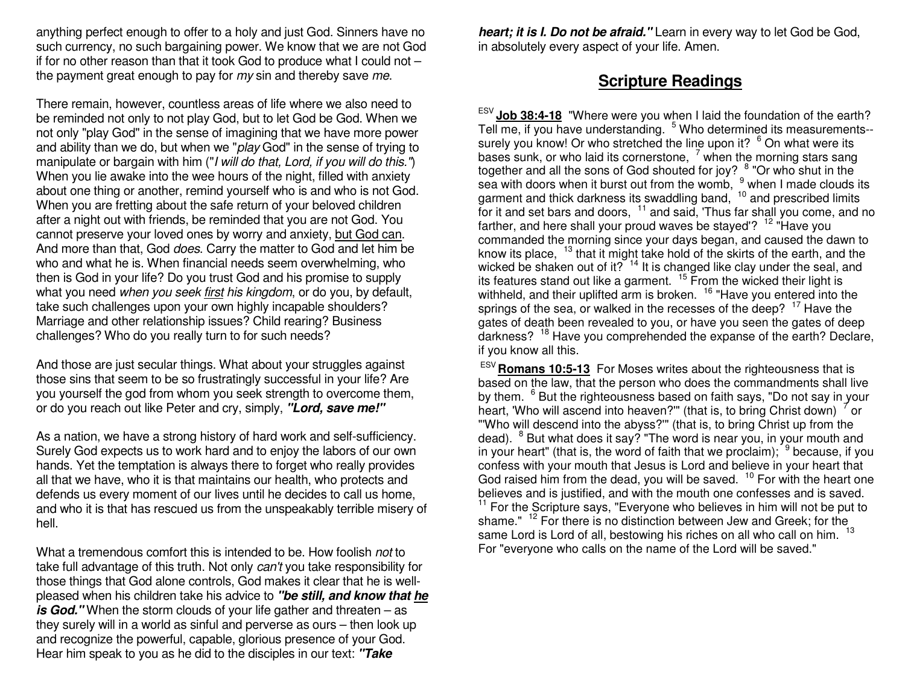anything perfect enough to offer to a holy and just God. Sinners have no such currency, no such bargaining power. We know that we are not God if for no other reason than that it took God to produce what I could not – the payment great enough to pay for *my* sin and thereby save *me*.

There remain, however, countless areas of life where we also need to be reminded not only to not play God, but to let God be God. When we not only "play God" in the sense of imagining that we have more power and ability than we do, but when we "*play* God" in the sense of trying to manipulate or bargain with him ("*I will do that, Lord, if you will do this.*") When you lie awake into the wee hours of the night, filled with anxiety about one thing or another, remind yourself who is and who is not God. When you are fretting about the safe return of your beloved children after a night out with friends, be reminded that you are not God. You cannot preserve your loved ones by worry and anxiety, <u>but God can</u>. And more than that, God *does*. Carry the matter to God and let him be who and what he is. When financial needs seem overwhelming, who then is God in your life? Do you trust God and his promise to supply what you need *when you seek <u>first</u> his kingdom*, or do you, by default, take such challenges upon your own highly incapable shoulders? Marriage and other relationship issues? Child rearing? Business challenges? Who do you really turn to for such needs?

And those are just secular things. What about your struggles against those sins that seem to be so frustratingly successful in your life? Are you yourself the god from whom you seek strength to overcome them, or do you reach out like Peter and cry, simply, ***"Lord, save me!"***

As a nation, we have a strong history of hard work and self-sufficiency. Surely God expects us to work hard and to enjoy the labors of our own hands. Yet the temptation is always there to forget who really provides all that we have, who it is that maintains our health, who protects and defends us every moment of our lives until he decides to call us home, and who it is that has rescued us from the unspeakably terrible misery of hell.

What a tremendous comfort this is intended to be. How foolish *not* to take full advantage of this truth. Not only *can't* you take responsibility for those things that God alone controls, God makes it clear that he is well-pleased when his children take his advice to ***"be still, and know that <u>he</u> is God."*** When the storm clouds of your life gather and threaten – as they surely will in a world as sinful and perverse as ours – then look up and recognize the powerful, capable, glorious presence of your God. Hear him speak to you as he did to the disciples in our text: ***"Take heart; it is I. Do not be afraid."*** Learn in every way to let God be God, in absolutely every aspect of your life. Amen.

## Scripture Readings

ESV **<u>Job 38:4-18</u>** "Where were you when I laid the foundation of the earth? Tell me, if you have understanding. [5] Who determined its measurements--surely you know! Or who stretched the line upon it? [6] On what were its bases sunk, or who laid its cornerstone, [7] when the morning stars sang together and all the sons of God shouted for joy? [8] "Or who shut in the sea with doors when it burst out from the womb, [9] when I made clouds its garment and thick darkness its swaddling band, [10] and prescribed limits for it and set bars and doors, [11] and said, 'Thus far shall you come, and no farther, and here shall your proud waves be stayed'? [12] "Have you commanded the morning since your days began, and caused the dawn to know its place, [13] that it might take hold of the skirts of the earth, and the wicked be shaken out of it? [14] It is changed like clay under the seal, and its features stand out like a garment. [15] From the wicked their light is withheld, and their uplifted arm is broken. [16] "Have you entered into the springs of the sea, or walked in the recesses of the deep? [17] Have the gates of death been revealed to you, or have you seen the gates of deep darkness? [18] Have you comprehended the expanse of the earth? Declare, if you know all this.

ESV **<u>Romans 10:5-13</u>** For Moses writes about the righteousness that is based on the law, that the person who does the commandments shall live by them. [6] But the righteousness based on faith says, "Do not say in your heart, 'Who will ascend into heaven?'" (that is, to bring Christ down) [7] or "'Who will descend into the abyss?'" (that is, to bring Christ up from the dead). [8] But what does it say? "The word is near you, in your mouth and in your heart" (that is, the word of faith that we proclaim); [9] because, if you confess with your mouth that Jesus is Lord and believe in your heart that God raised him from the dead, you will be saved. [10] For with the heart one believes and is justified, and with the mouth one confesses and is saved. [11] For the Scripture says, "Everyone who believes in him will not be put to shame." [12] For there is no distinction between Jew and Greek; for the same Lord is Lord of all, bestowing his riches on all who call on him. [13] For "everyone who calls on the name of the Lord will be saved."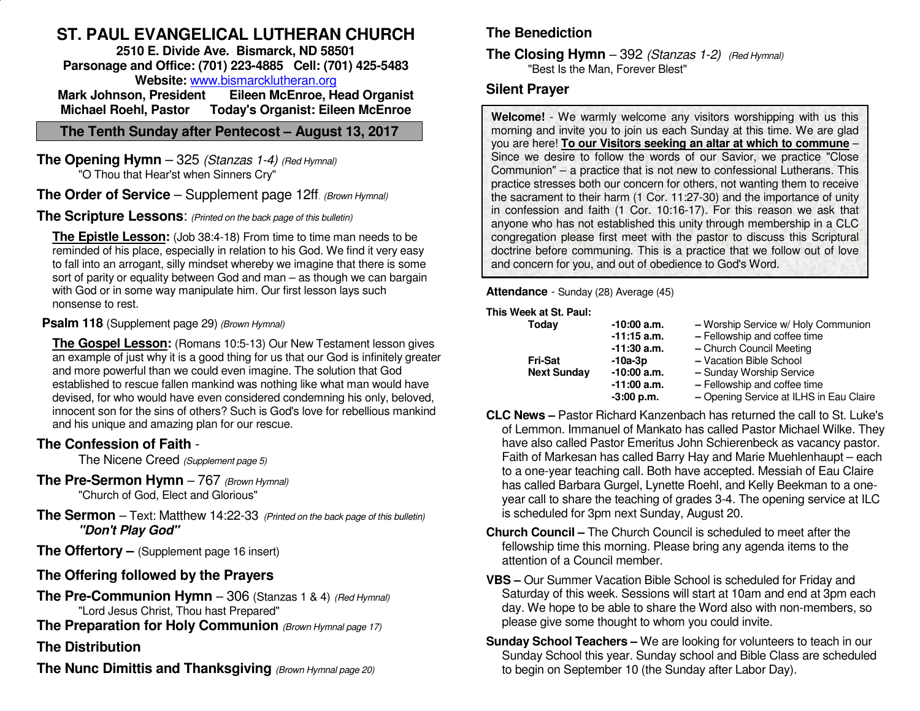# ST. PAUL EVANGELICAL LUTHERAN CHURCH

**2510 E. Divide Ave. Bismarck, ND 58501**
**Parsonage and Office: (701) 223-4885 Cell: (701) 425-5483**
**Website:** www.bismarcklutheran.org
**Mark Johnson, President** **Eileen McEnroe, Head Organist**
**Michael Roehl, Pastor** **Today's Organist: Eileen McEnroe**

## The Tenth Sunday after Pentecost – August 13, 2017

**The Opening Hymn** – 325 *(Stanzas 1-4)* *(Red Hymnal)*
"O Thou that Hear'st when Sinners Cry"

**The Order of Service** – Supplement page 12ff. *(Brown Hymnal)*

**The Scripture Lessons**: *(Printed on the back page of this bulletin)*

**The Epistle Lesson:** (Job 38:4-18) From time to time man needs to be reminded of his place, especially in relation to his God. We find it very easy to fall into an arrogant, silly mindset whereby we imagine that there is some sort of parity or equality between God and man – as though we can bargain with God or in some way manipulate him. Our first lesson lays such nonsense to rest.

**Psalm 118** (Supplement page 29) *(Brown Hymnal)*

**The Gospel Lesson:** (Romans 10:5-13) Our New Testament lesson gives an example of just why it is a good thing for us that our God is infinitely greater and more powerful than we could even imagine. The solution that God established to rescue fallen mankind was nothing like what man would have devised, for who would have even considered condemning his only, beloved, innocent son for the sins of others? Such is God's love for rebellious mankind and his unique and amazing plan for our rescue.

**The Confession of Faith** -
The Nicene Creed *(Supplement page 5)*

**The Pre-Sermon Hymn** – 767 *(Brown Hymnal)*
"Church of God, Elect and Glorious"

**The Sermon** – Text: Matthew 14:22-33 *(Printed on the back page of this bulletin)*
***"Don't Play God"***

**The Offertory –** (Supplement page 16 insert)

**The Offering followed by the Prayers**

**The Pre-Communion Hymn** – 306 (Stanzas 1 & 4) *(Red Hymnal)*
"Lord Jesus Christ, Thou hast Prepared"

**The Preparation for Holy Communion** *(Brown Hymnal page 17)*

**The Distribution**

**The Nunc Dimittis and Thanksgiving** *(Brown Hymnal page 20)*

**The Benediction**

**The Closing Hymn** – 392 *(Stanzas 1-2)* *(Red Hymnal)*
"Best Is the Man, Forever Blest"

**Silent Prayer**

**Welcome!** - We warmly welcome any visitors worshipping with us this morning and invite you to join us each Sunday at this time. We are glad you are here! **To our Visitors seeking an altar at which to commune** – Since we desire to follow the words of our Savior, we practice "Close Communion" – a practice that is not new to confessional Lutherans. This practice stresses both our concern for others, not wanting them to receive the sacrament to their harm (1 Cor. 11:27-30) and the importance of unity in confession and faith (1 Cor. 10:16-17). For this reason we ask that anyone who has not established this unity through membership in a CLC congregation please first meet with the pastor to discuss this Scriptural doctrine before communing. This is a practice that we follow out of love and concern for you, and out of obedience to God's Word.

**Attendance** - Sunday (28) Average (45)

**This Week at St. Paul:**

| | | |
|---|---|---|
| **Today** | **-10:00 a.m.** | – Worship Service w/ Holy Communion |
| | **-11:15 a.m.** | – Fellowship and coffee time |
| | **-11:30 a.m.** | – Church Council Meeting |
| **Fri-Sat** | **-10a-3p** | – Vacation Bible School |
| **Next Sunday** | **-10:00 a.m.** | – Sunday Worship Service |
| | **-11:00 a.m.** | – Fellowship and coffee time |
| | **-3:00 p.m.** | – Opening Service at ILHS in Eau Claire |

**CLC News –** Pastor Richard Kanzenbach has returned the call to St. Luke's of Lemmon. Immanuel of Mankato has called Pastor Michael Wilke. They have also called Pastor Emeritus John Schierenbeck as vacancy pastor. Faith of Markesan has called Barry Hay and Marie Muehlenhaupt – each to a one-year teaching call. Both have accepted. Messiah of Eau Claire has called Barbara Gurgel, Lynette Roehl, and Kelly Beekman to a one-year call to share the teaching of grades 3-4. The opening service at ILC is scheduled for 3pm next Sunday, August 20.

**Church Council –** The Church Council is scheduled to meet after the fellowship time this morning. Please bring any agenda items to the attention of a Council member.

**VBS –** Our Summer Vacation Bible School is scheduled for Friday and Saturday of this week. Sessions will start at 10am and end at 3pm each day. We hope to be able to share the Word also with non-members, so please give some thought to whom you could invite.

**Sunday School Teachers –** We are looking for volunteers to teach in our Sunday School this year. Sunday school and Bible Class are scheduled to begin on September 10 (the Sunday after Labor Day).